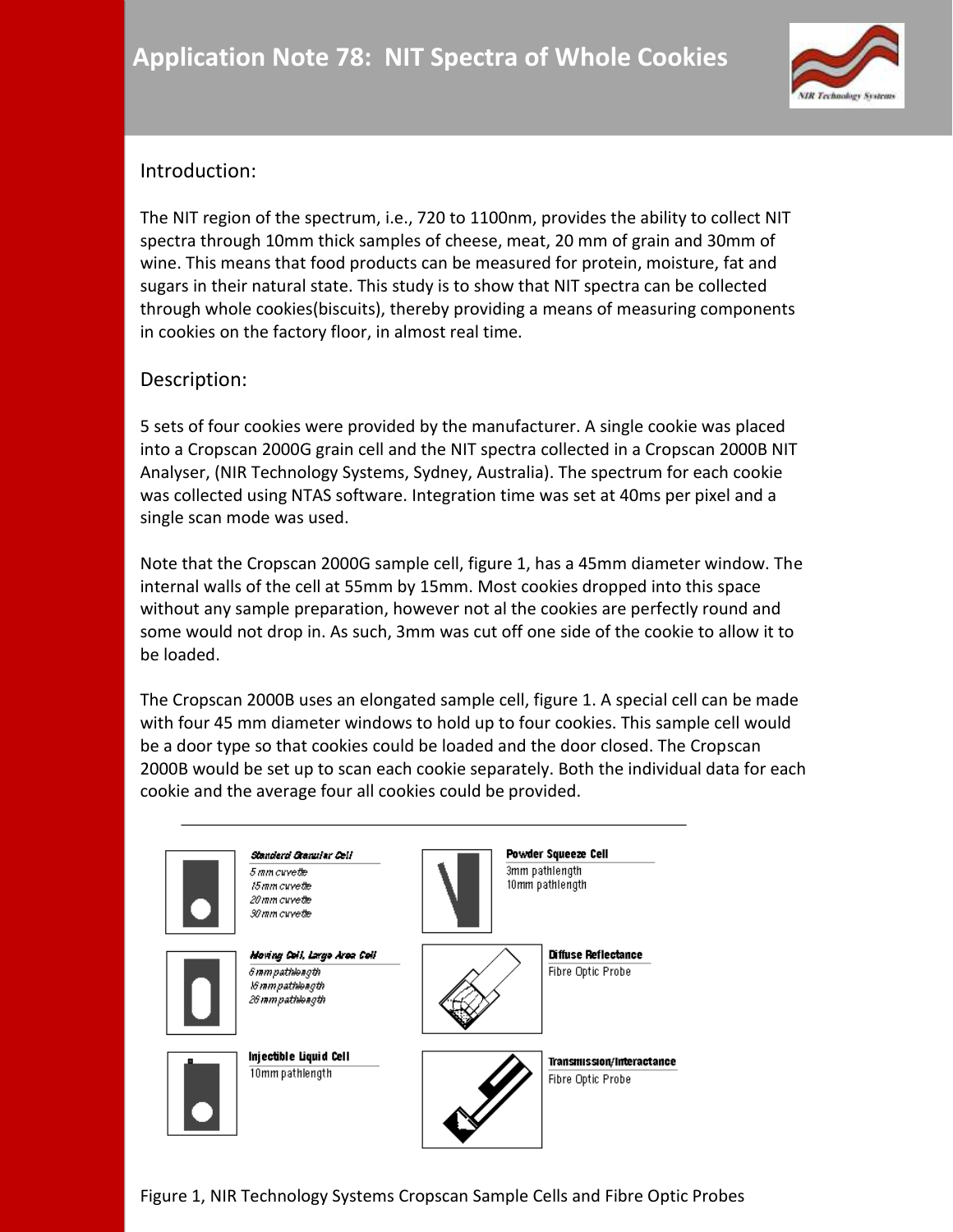# Application Note 78: NIT Spectra of Whole Cookies

## Introduction:

The NIT region of the spectrum, i.e., 720 to 1100nm, provides the ability to collect NIT spectra through 10mm thick samples of cheese, meat, 20 mm of grain and 30mm of wine. This means that food products can be measured for protein, moisture, fat and sugars in their natural state. This study is to show that NIT spectra can be collected through whole cookies(biscuits), thereby providing a means of measuring components in cookies on the factory floor, in almost real time.

## Description:

5 sets of four cookies were provided by the manufacturer. A single cookie was placed into a Cropscan 2000G grain cell and the NIT spectra collected in a Cropscan 2000B NIT Analyser, (NIR Technology Systems, Sydney, Australia). The spectrum for each cookie was collected using NTAS software. Integration time was set at 40ms per pixel and a single scan mode was used.

Note that the Cropscan 2000G sample cell, figure 1, has a 45mm diameter window. The internal walls of the cell at 55mm by 15mm. Most cookies dropped into this space without any sample preparation, however not al the cookies are perfectly round and some would not drop in. As such, 3mm was cut off one side of the cookie to allow it to be loaded.

The Cropscan 2000B uses an elongated sample cell, figure 1. A special cell can be made with four 45 mm diameter windows to hold up to four cookies. This sample cell would be a door type so that cookies could be loaded and the door closed. The Cropscan 2000B would be set up to scan each cookie separately. Both the individual data for each cookie and the average four all cookies could be provided.

Standard Granular Cell
5 mm cuvette
15 mm cuvette
20 mm cuvette
30 mm cuvette

Powder Squeeze Cell
3mm pathlength
10mm pathlength

Moving Cell, Large Area Cell
6 mm pathlength
16 mm pathlength
26 mm pathlength

Diffuse Reflectance
Fibre Optic Probe

Injectible Liquid Cell
10mm pathlength

Transmission/Interactance
Fibre Optic Probe

Figure 1, NIR Technology Systems Cropscan Sample Cells and Fibre Optic Probes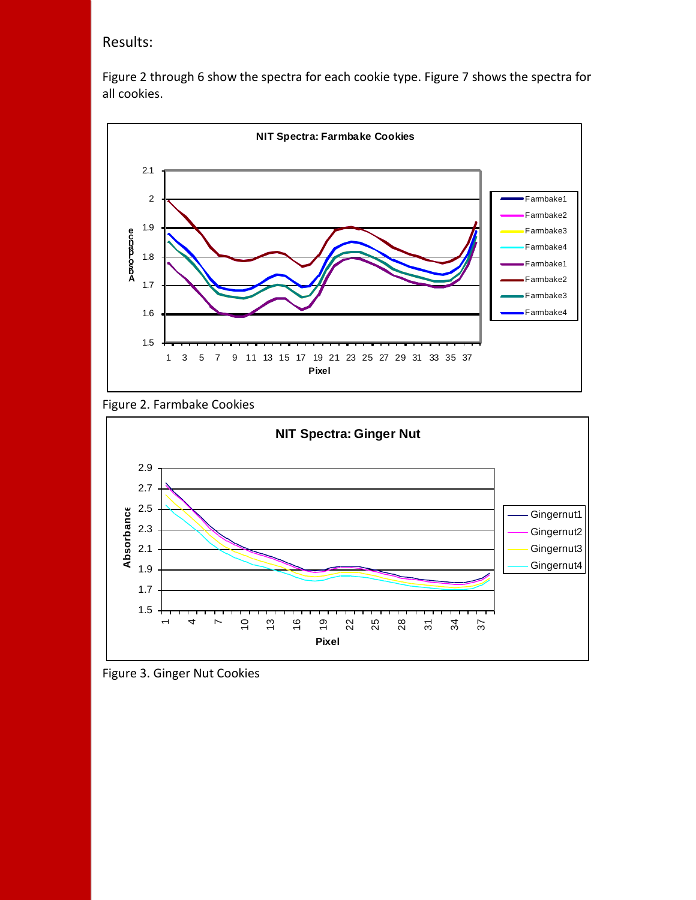Results:

Figure 2 through 6 show the spectra for each cookie type. Figure 7 shows the spectra for all cookies.

Figure 2. Farmbake Cookies

Figure 3. Ginger Nut Cookies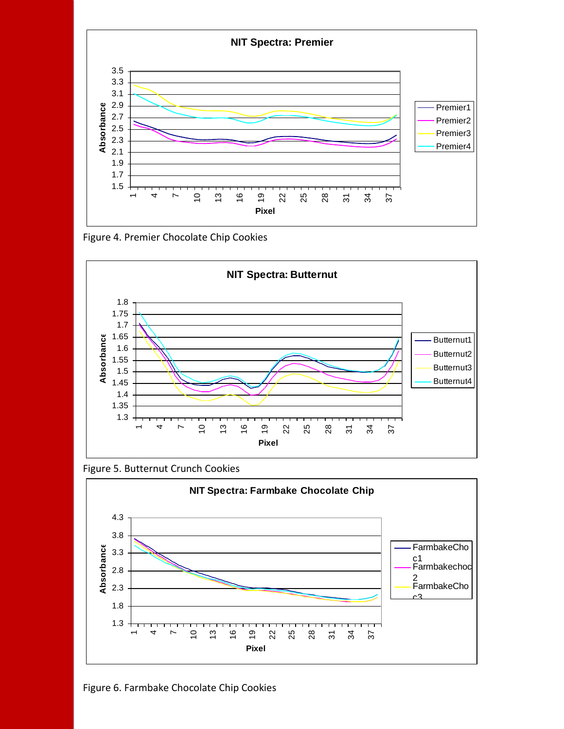Figure 4. Premier Chocolate Chip Cookies

Figure 5. Butternut Crunch Cookies

Figure 6. Farmbake Chocolate Chip Cookies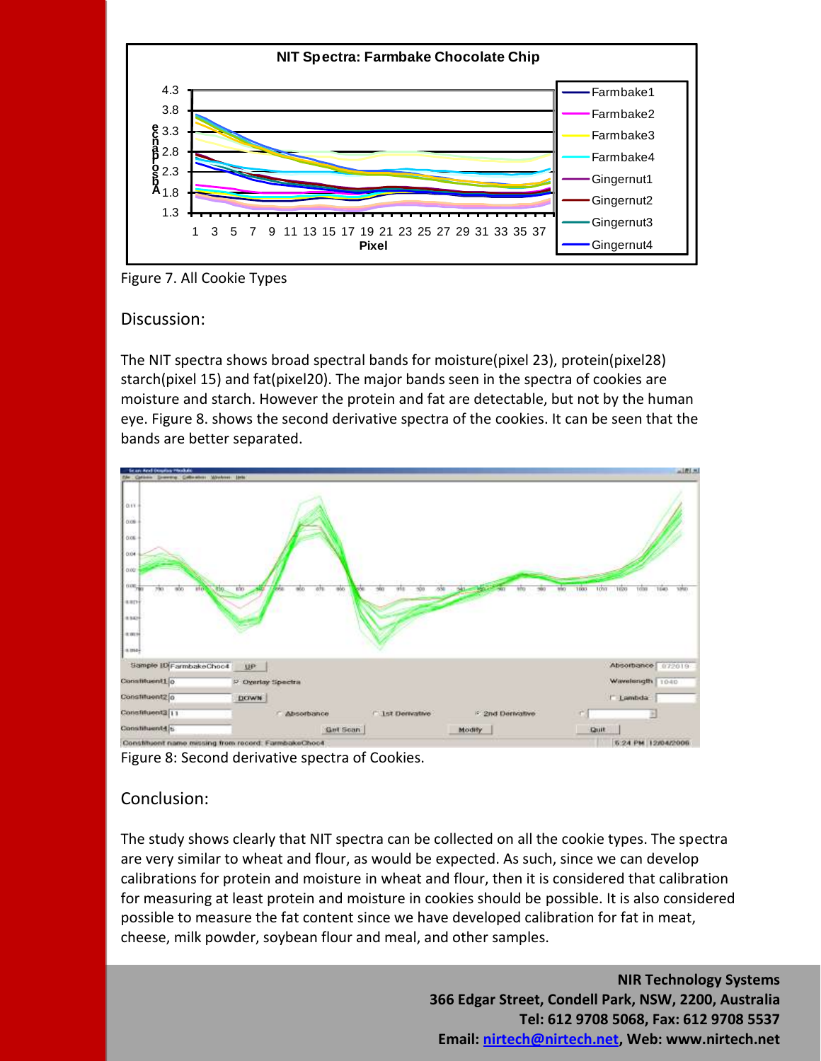NIT Spectra: Farmbake Chocolate Chip

Absorbance

4.3
3.8
3.3
2.8
2.3
1.8
1.3

1 3 5 7 9 11 13 15 17 19 21 23 25 27 29 31 33 35 37

Pixel

Farmbake1
Farmbake2
Farmbake3
Farmbake4
Gingernut1
Gingernut2
Gingernut3
Gingernut4

Figure 7. All Cookie Types

## Discussion:

The NIT spectra shows broad spectral bands for moisture(pixel 23), protein(pixel28) starch(pixel 15) and fat(pixel20). The major bands seen in the spectra of cookies are moisture and starch. However the protein and fat are detectable, but not by the human eye. Figure 8. shows the second derivative spectra of the cookies. It can be seen that the bands are better separated.

Figure 8: Second derivative spectra of Cookies.

## Conclusion:

The study shows clearly that NIT spectra can be collected on all the cookie types. The spectra are very similar to wheat and flour, as would be expected. As such, since we can develop calibrations for protein and moisture in wheat and flour, then it is considered that calibration for measuring at least protein and moisture in cookies should be possible. It is also considered possible to measure the fat content since we have developed calibration for fat in meat, cheese, milk powder, soybean flour and meal, and other samples.

**NIR Technology Systems**
**366 Edgar Street, Condell Park, NSW, 2200, Australia**
**Tel: 612 9708 5068, Fax: 612 9708 5537**
**Email: nirtech@nirtech.net, Web: www.nirtech.net**